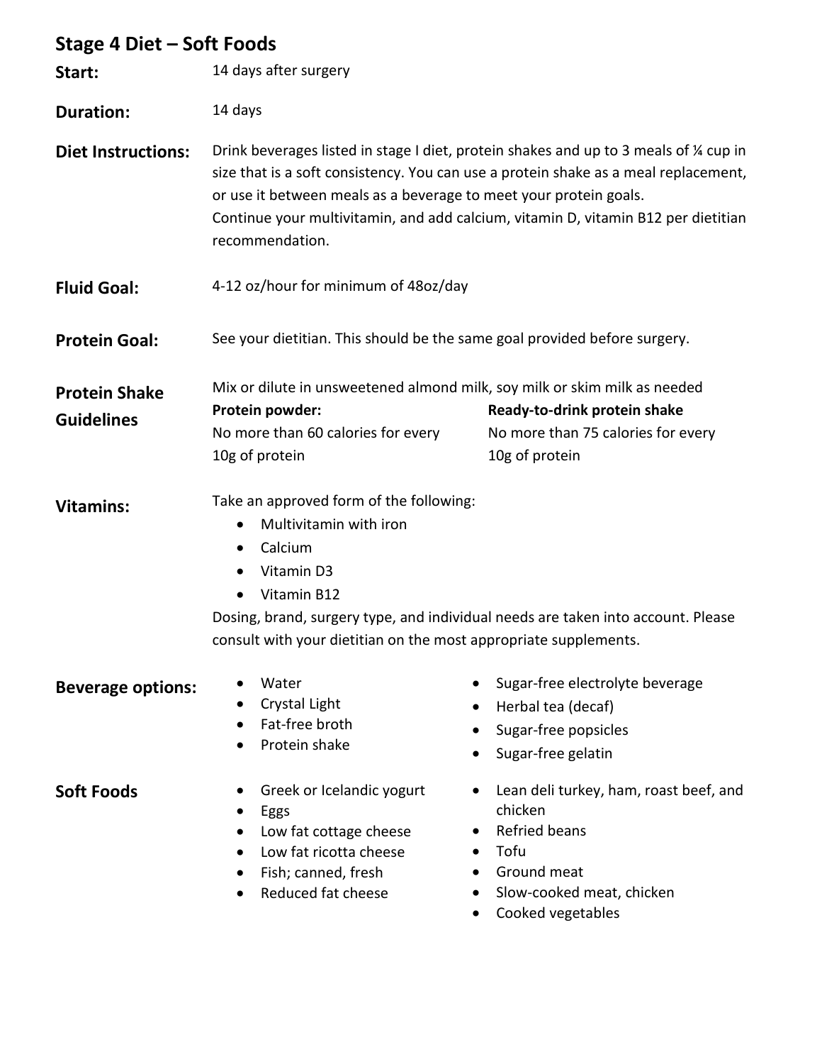## Stage 4 Diet – Soft Foods

**Start:** 14 days after surgery

**Duration:** 14 days

**Diet Instructions:** Drink beverages listed in stage I diet, protein shakes and up to 3 meals of ¼ cup in size that is a soft consistency. You can use a protein shake as a meal replacement, or use it between meals as a beverage to meet your protein goals.
Continue your multivitamin, and add calcium, vitamin D, vitamin B12 per dietitian recommendation.

**Fluid Goal:** 4-12 oz/hour for minimum of 48oz/day

**Protein Goal:** See your dietitian. This should be the same goal provided before surgery.

**Protein Shake Guidelines**

Mix or dilute in unsweetened almond milk, soy milk or skim milk as needed

| **Protein powder:** | **Ready-to-drink protein shake** |
| --- | --- |
| No more than 60 calories for every 10g of protein | No more than 75 calories for every 10g of protein |

**Vitamins:**

Take an approved form of the following:

- Multivitamin with iron
- Calcium
- Vitamin D3
- Vitamin B12

Dosing, brand, surgery type, and individual needs are taken into account. Please consult with your dietitian on the most appropriate supplements.

**Beverage options:**

- Water
- Crystal Light
- Fat-free broth
- Protein shake
- Sugar-free electrolyte beverage
- Herbal tea (decaf)
- Sugar-free popsicles
- Sugar-free gelatin

**Soft Foods**

- Greek or Icelandic yogurt
- Eggs
- Low fat cottage cheese
- Low fat ricotta cheese
- Fish; canned, fresh
- Reduced fat cheese
- Lean deli turkey, ham, roast beef, and chicken
- Refried beans
- Tofu
- Ground meat
- Slow-cooked meat, chicken
- Cooked vegetables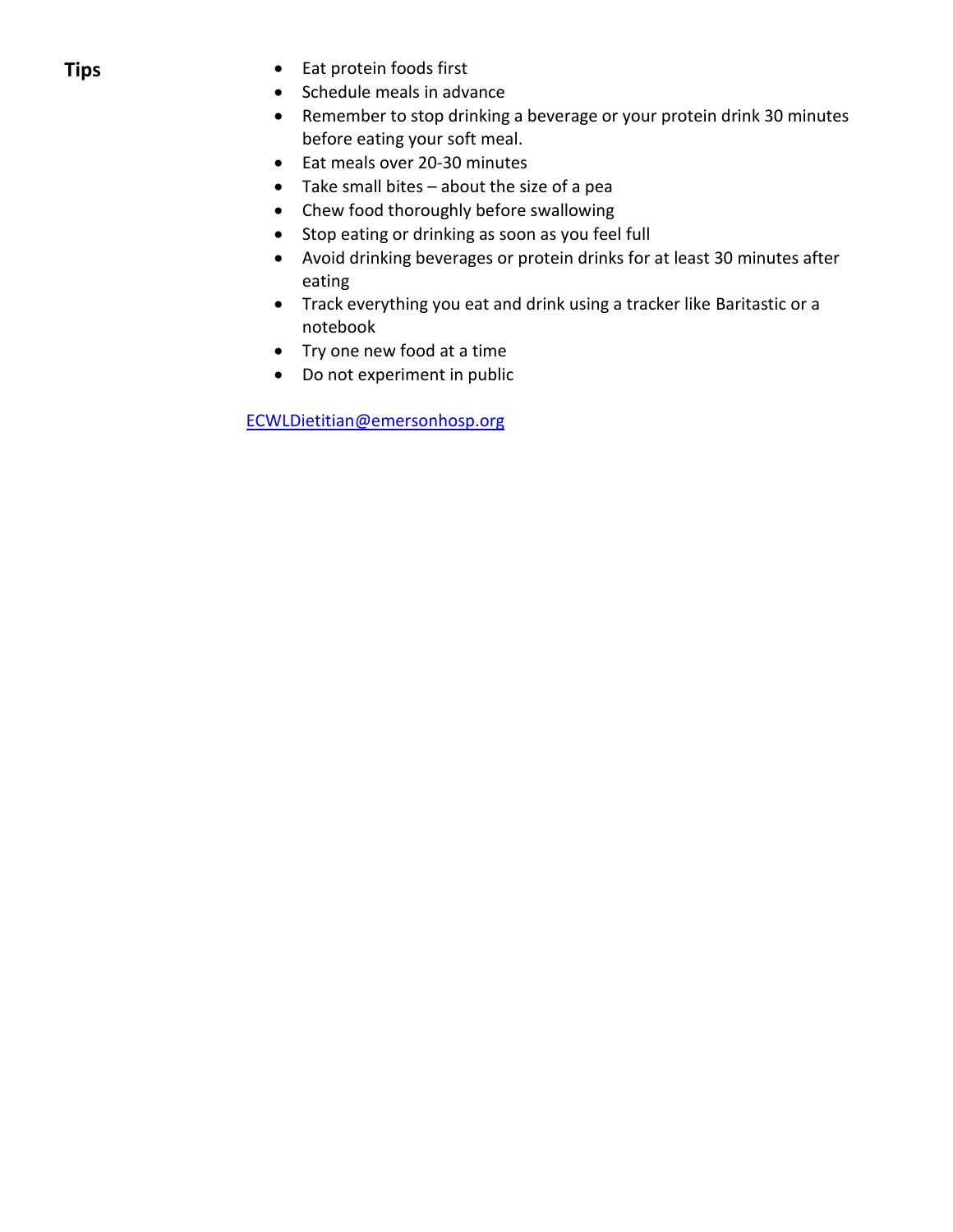**Tips**

- Eat protein foods first
- Schedule meals in advance
- Remember to stop drinking a beverage or your protein drink 30 minutes before eating your soft meal.
- Eat meals over 20-30 minutes
- Take small bites – about the size of a pea
- Chew food thoroughly before swallowing
- Stop eating or drinking as soon as you feel full
- Avoid drinking beverages or protein drinks for at least 30 minutes after eating
- Track everything you eat and drink using a tracker like Baritastic or a notebook
- Try one new food at a time
- Do not experiment in public

ECWLDietitian@emersonhosp.org